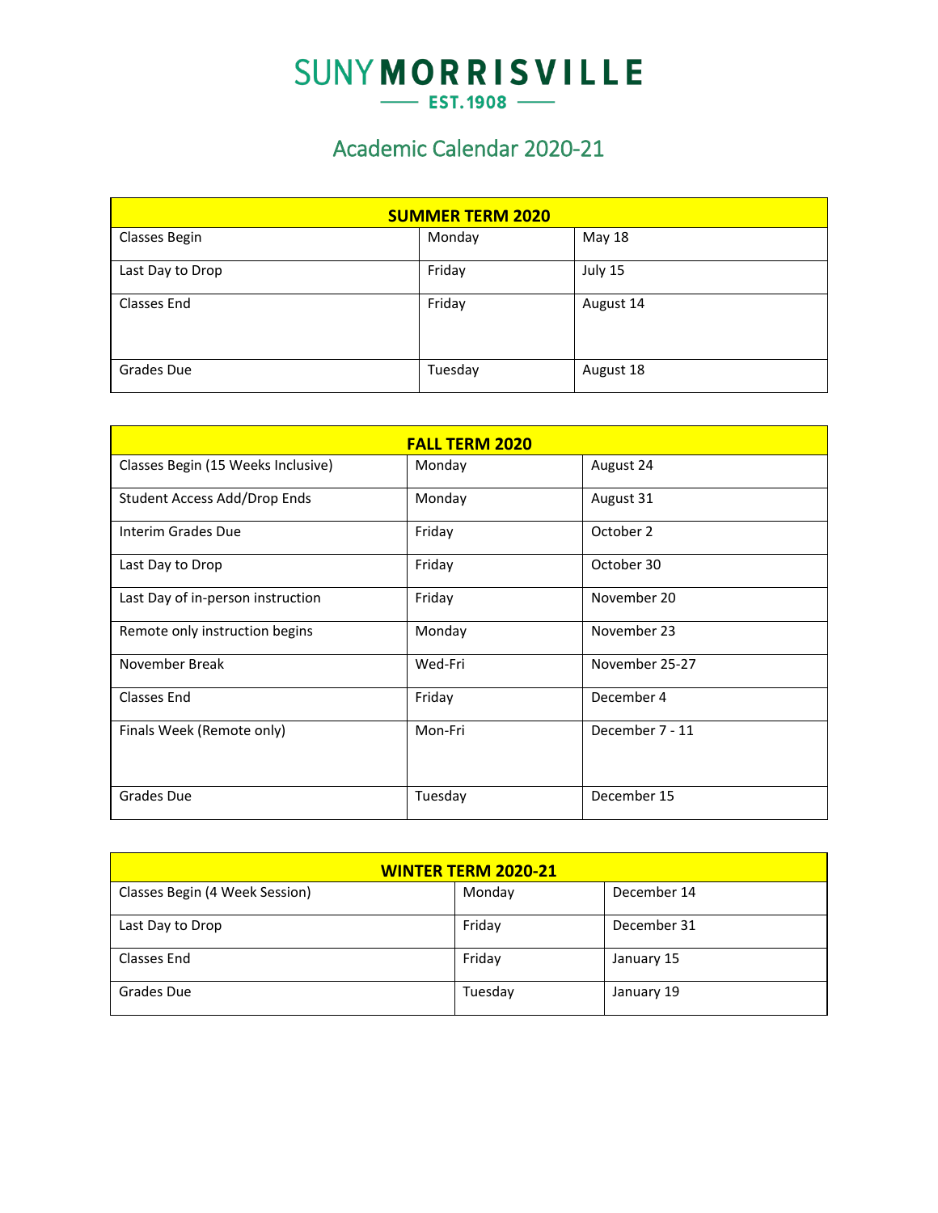# SUNY MORRISVILLE

EST. 1908

## Academic Calendar 2020-21

| SUMMER TERM 2020 | | |
|---|---|---|
| Classes Begin | Monday | May 18 |
| Last Day to Drop | Friday | July 15 |
| Classes End | Friday | August 14 |
| Grades Due | Tuesday | August 18 |

| FALL TERM 2020 | | |
|---|---|---|
| Classes Begin (15 Weeks Inclusive) | Monday | August 24 |
| Student Access Add/Drop Ends | Monday | August 31 |
| Interim Grades Due | Friday | October 2 |
| Last Day to Drop | Friday | October 30 |
| Last Day of in-person instruction | Friday | November 20 |
| Remote only instruction begins | Monday | November 23 |
| November Break | Wed-Fri | November 25-27 |
| Classes End | Friday | December 4 |
| Finals Week (Remote only) | Mon-Fri | December 7 - 11 |
| Grades Due | Tuesday | December 15 |

| WINTER TERM 2020-21 | | |
|---|---|---|
| Classes Begin (4 Week Session) | Monday | December 14 |
| Last Day to Drop | Friday | December 31 |
| Classes End | Friday | January 15 |
| Grades Due | Tuesday | January 19 |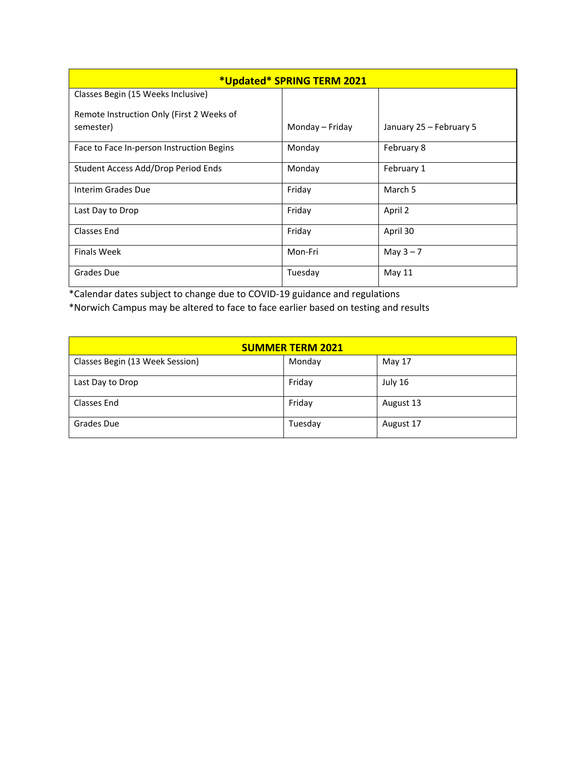| *Updated* SPRING TERM 2021 | | |
|---|---|---|
| Classes Begin (15 Weeks Inclusive)<br><br>Remote Instruction Only (First 2 Weeks of semester) | Monday – Friday | January 25 – February 5 |
| Face to Face In-person Instruction Begins | Monday | February 8 |
| Student Access Add/Drop Period Ends | Monday | February 1 |
| Interim Grades Due | Friday | March 5 |
| Last Day to Drop | Friday | April 2 |
| Classes End | Friday | April 30 |
| Finals Week | Mon-Fri | May 3 – 7 |
| Grades Due | Tuesday | May 11 |

*Calendar dates subject to change due to COVID-19 guidance and regulations
*Norwich Campus may be altered to face to face earlier based on testing and results

| SUMMER TERM 2021 | | |
|---|---|---|
| Classes Begin (13 Week Session) | Monday | May 17 |
| Last Day to Drop | Friday | July 16 |
| Classes End | Friday | August 13 |
| Grades Due | Tuesday | August 17 |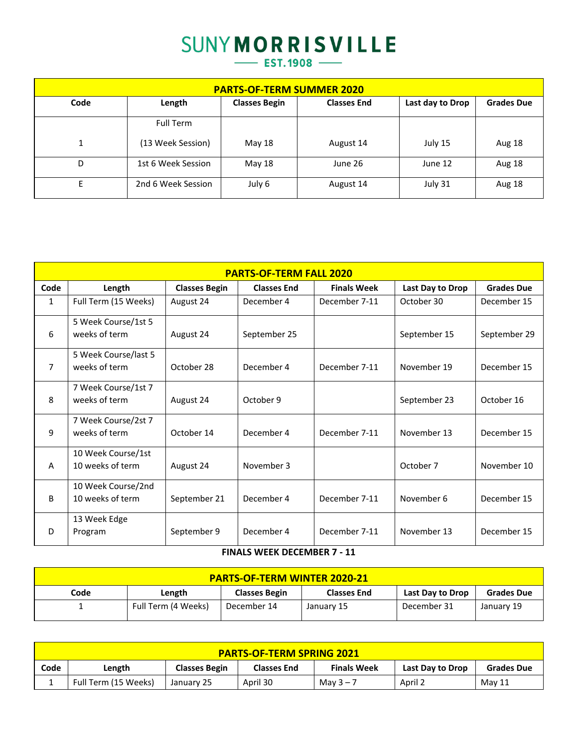# SUNY MORRISVILLE

EST. 1908

| PARTS-OF-TERM SUMMER 2020 | | | | | |
|---|---|---|---|---|---|
| **Code** | **Length** | **Classes Begin** | **Classes End** | **Last day to Drop** | **Grades Due** |
| 1 | Full Term (13 Week Session) | May 18 | August 14 | July 15 | Aug 18 |
| D | 1st 6 Week Session | May 18 | June 26 | June 12 | Aug 18 |
| E | 2nd 6 Week Session | July 6 | August 14 | July 31 | Aug 18 |

| PARTS-OF-TERM FALL 2020 | | | | | | |
|---|---|---|---|---|---|---|
| **Code** | **Length** | **Classes Begin** | **Classes End** | **Finals Week** | **Last Day to Drop** | **Grades Due** |
| 1 | Full Term (15 Weeks) | August 24 | December 4 | December 7-11 | October 30 | December 15 |
| 6 | 5 Week Course/1st 5 weeks of term | August 24 | September 25 | | September 15 | September 29 |
| 7 | 5 Week Course/last 5 weeks of term | October 28 | December 4 | December 7-11 | November 19 | December 15 |
| 8 | 7 Week Course/1st 7 weeks of term | August 24 | October 9 | | September 23 | October 16 |
| 9 | 7 Week Course/2st 7 weeks of term | October 14 | December 4 | December 7-11 | November 13 | December 15 |
| A | 10 Week Course/1st 10 weeks of term | August 24 | November 3 | | October 7 | November 10 |
| B | 10 Week Course/2nd 10 weeks of term | September 21 | December 4 | December 7-11 | November 6 | December 15 |
| D | 13 Week Edge Program | September 9 | December 4 | December 7-11 | November 13 | December 15 |

**FINALS WEEK DECEMBER 7 - 11**

| PARTS-OF-TERM WINTER 2020-21 | | | | | |
|---|---|---|---|---|---|
| **Code** | **Length** | **Classes Begin** | **Classes End** | **Last Day to Drop** | **Grades Due** |
| 1 | Full Term (4 Weeks) | December 14 | January 15 | December 31 | January 19 |

| PARTS-OF-TERM SPRING 2021 | | | | | | |
|---|---|---|---|---|---|---|
| **Code** | **Length** | **Classes Begin** | **Classes End** | **Finals Week** | **Last Day to Drop** | **Grades Due** |
| 1 | Full Term (15 Weeks) | January 25 | April 30 | May 3 – 7 | April 2 | May 11 |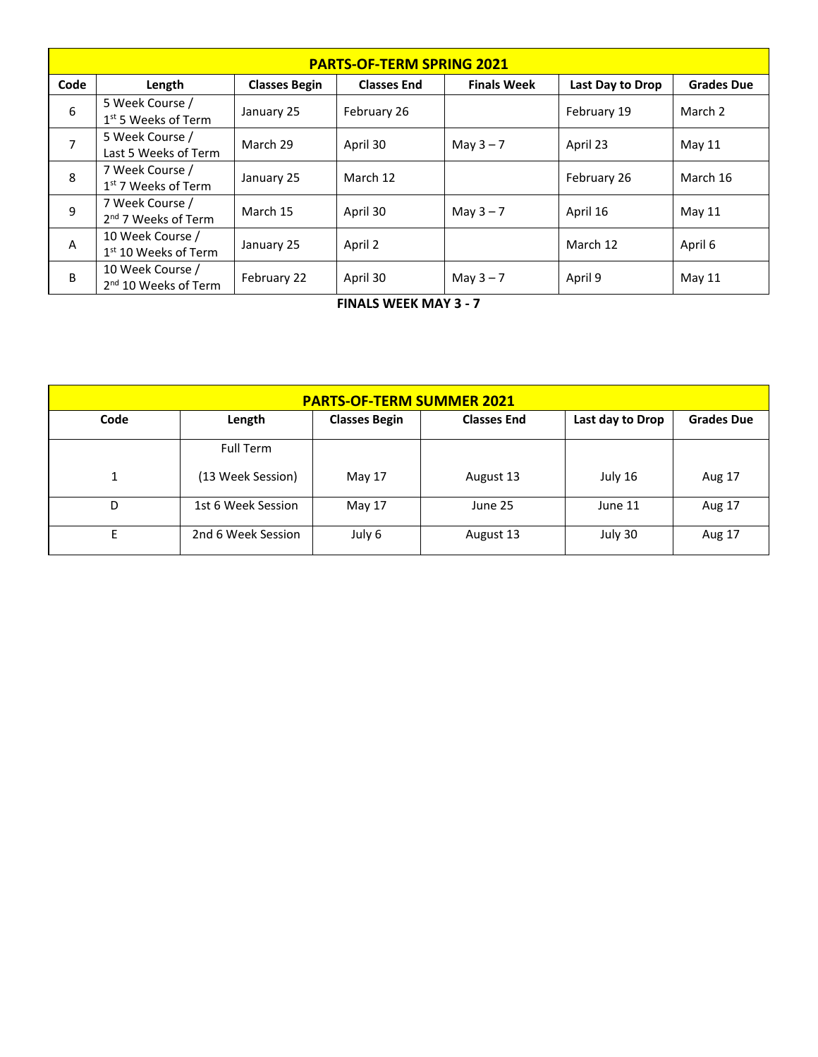| PARTS-OF-TERM SPRING 2021 | | | | | | |
|---|---|---|---|---|---|---|
| **Code** | **Length** | **Classes Begin** | **Classes End** | **Finals Week** | **Last Day to Drop** | **Grades Due** |
| 6 | 5 Week Course / 1st 5 Weeks of Term | January 25 | February 26 | | February 19 | March 2 |
| 7 | 5 Week Course / Last 5 Weeks of Term | March 29 | April 30 | May 3 – 7 | April 23 | May 11 |
| 8 | 7 Week Course / 1st 7 Weeks of Term | January 25 | March 12 | | February 26 | March 16 |
| 9 | 7 Week Course / 2nd 7 Weeks of Term | March 15 | April 30 | May 3 – 7 | April 16 | May 11 |
| A | 10 Week Course / 1st 10 Weeks of Term | January 25 | April 2 | | March 12 | April 6 |
| B | 10 Week Course / 2nd 10 Weeks of Term | February 22 | April 30 | May 3 – 7 | April 9 | May 11 |

**FINALS WEEK MAY 3 - 7**

| PARTS-OF-TERM SUMMER 2021 | | | | | |
|---|---|---|---|---|---|
| **Code** | **Length** | **Classes Begin** | **Classes End** | **Last day to Drop** | **Grades Due** |
| 1 | Full Term (13 Week Session) | May 17 | August 13 | July 16 | Aug 17 |
| D | 1st 6 Week Session | May 17 | June 25 | June 11 | Aug 17 |
| E | 2nd 6 Week Session | July 6 | August 13 | July 30 | Aug 17 |